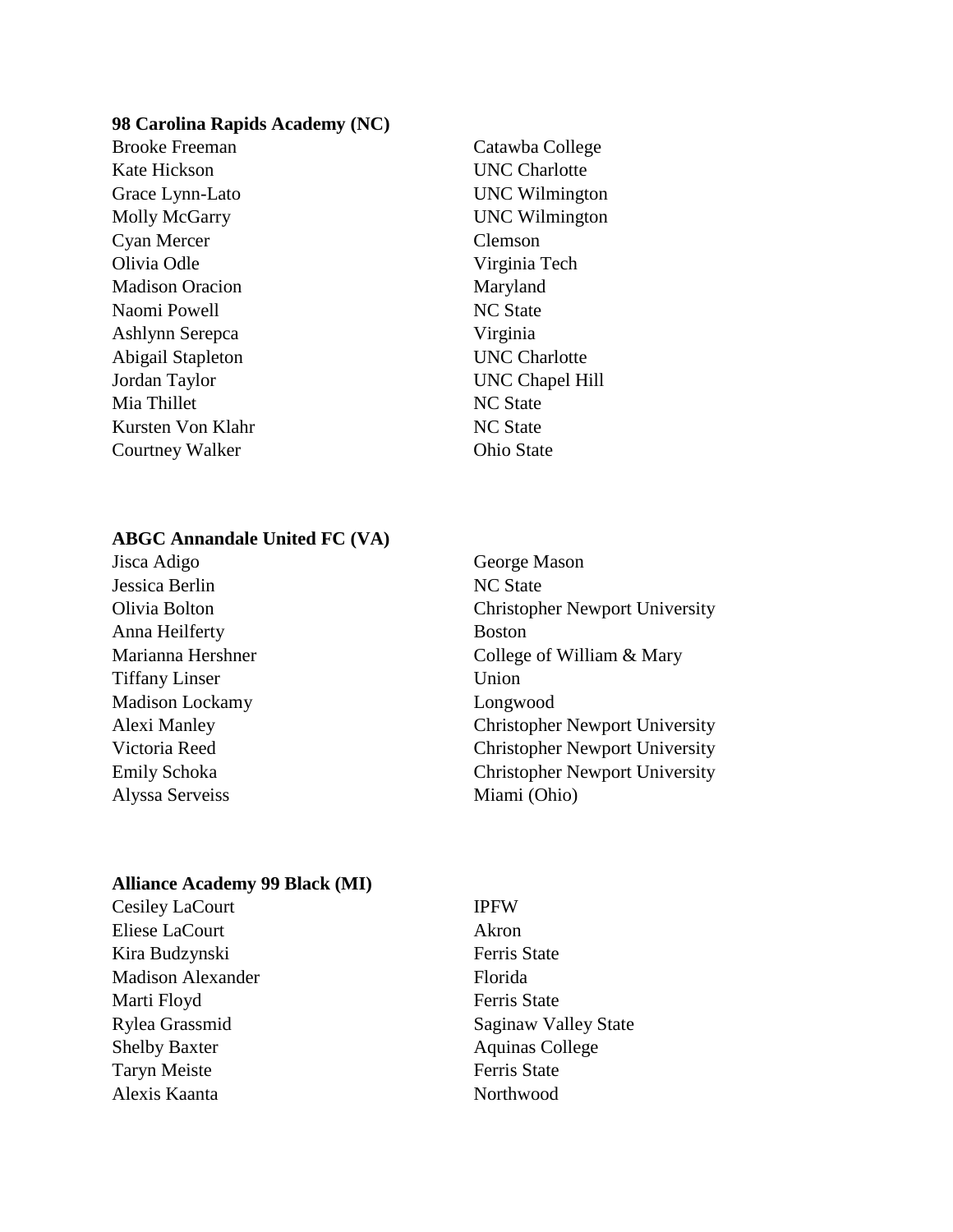**98 Carolina Rapids Academy (NC)**

| | |
|---|---|
| Brooke Freeman | Catawba College |
| Kate Hickson | UNC Charlotte |
| Grace Lynn-Lato | UNC Wilmington |
| Molly McGarry | UNC Wilmington |
| Cyan Mercer | Clemson |
| Olivia Odle | Virginia Tech |
| Madison Oracion | Maryland |
| Naomi Powell | NC State |
| Ashlynn Serepca | Virginia |
| Abigail Stapleton | UNC Charlotte |
| Jordan Taylor | UNC Chapel Hill |
| Mia Thillet | NC State |
| Kursten Von Klahr | NC State |
| Courtney Walker | Ohio State |

**ABGC Annandale United FC (VA)**

| | |
|---|---|
| Jisca Adigo | George Mason |
| Jessica Berlin | NC State |
| Olivia Bolton | Christopher Newport University |
| Anna Heilferty | Boston |
| Marianna Hershner | College of William & Mary |
| Tiffany Linser | Union |
| Madison Lockamy | Longwood |
| Alexi Manley | Christopher Newport University |
| Victoria Reed | Christopher Newport University |
| Emily Schoka | Christopher Newport University |
| Alyssa Serveiss | Miami (Ohio) |

**Alliance Academy 99 Black (MI)**

| | |
|---|---|
| Cesiley LaCourt | IPFW |
| Eliese LaCourt | Akron |
| Kira Budzynski | Ferris State |
| Madison Alexander | Florida |
| Marti Floyd | Ferris State |
| Rylea Grassmid | Saginaw Valley State |
| Shelby Baxter | Aquinas College |
| Taryn Meiste | Ferris State |
| Alexis Kaanta | Northwood |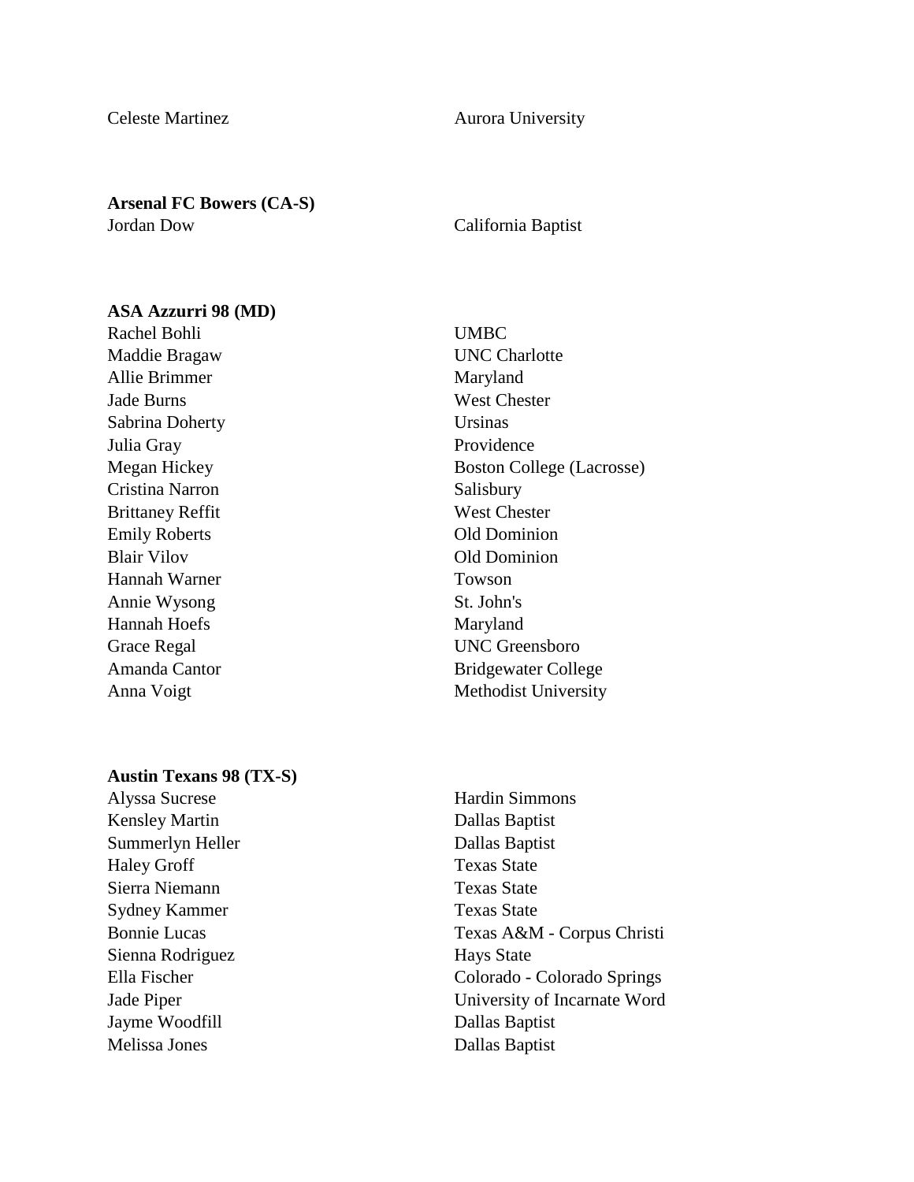Celeste Martinez — Aurora University

**Arsenal FC Bowers (CA-S)**

| | |
|---|---|
| Jordan Dow | California Baptist |

**ASA Azzurri 98 (MD)**

| | |
|---|---|
| Rachel Bohli | UMBC |
| Maddie Bragaw | UNC Charlotte |
| Allie Brimmer | Maryland |
| Jade Burns | West Chester |
| Sabrina Doherty | Ursinas |
| Julia Gray | Providence |
| Megan Hickey | Boston College (Lacrosse) |
| Cristina Narron | Salisbury |
| Brittaney Reffit | West Chester |
| Emily Roberts | Old Dominion |
| Blair Vilov | Old Dominion |
| Hannah Warner | Towson |
| Annie Wysong | St. John's |
| Hannah Hoefs | Maryland |
| Grace Regal | UNC Greensboro |
| Amanda Cantor | Bridgewater College |
| Anna Voigt | Methodist University |

**Austin Texans 98 (TX-S)**

| | |
|---|---|
| Alyssa Sucrese | Hardin Simmons |
| Kensley Martin | Dallas Baptist |
| Summerlyn Heller | Dallas Baptist |
| Haley Groff | Texas State |
| Sierra Niemann | Texas State |
| Sydney Kammer | Texas State |
| Bonnie Lucas | Texas A&M - Corpus Christi |
| Sienna Rodriguez | Hays State |
| Ella Fischer | Colorado - Colorado Springs |
| Jade Piper | University of Incarnate Word |
| Jayme Woodfill | Dallas Baptist |
| Melissa Jones | Dallas Baptist |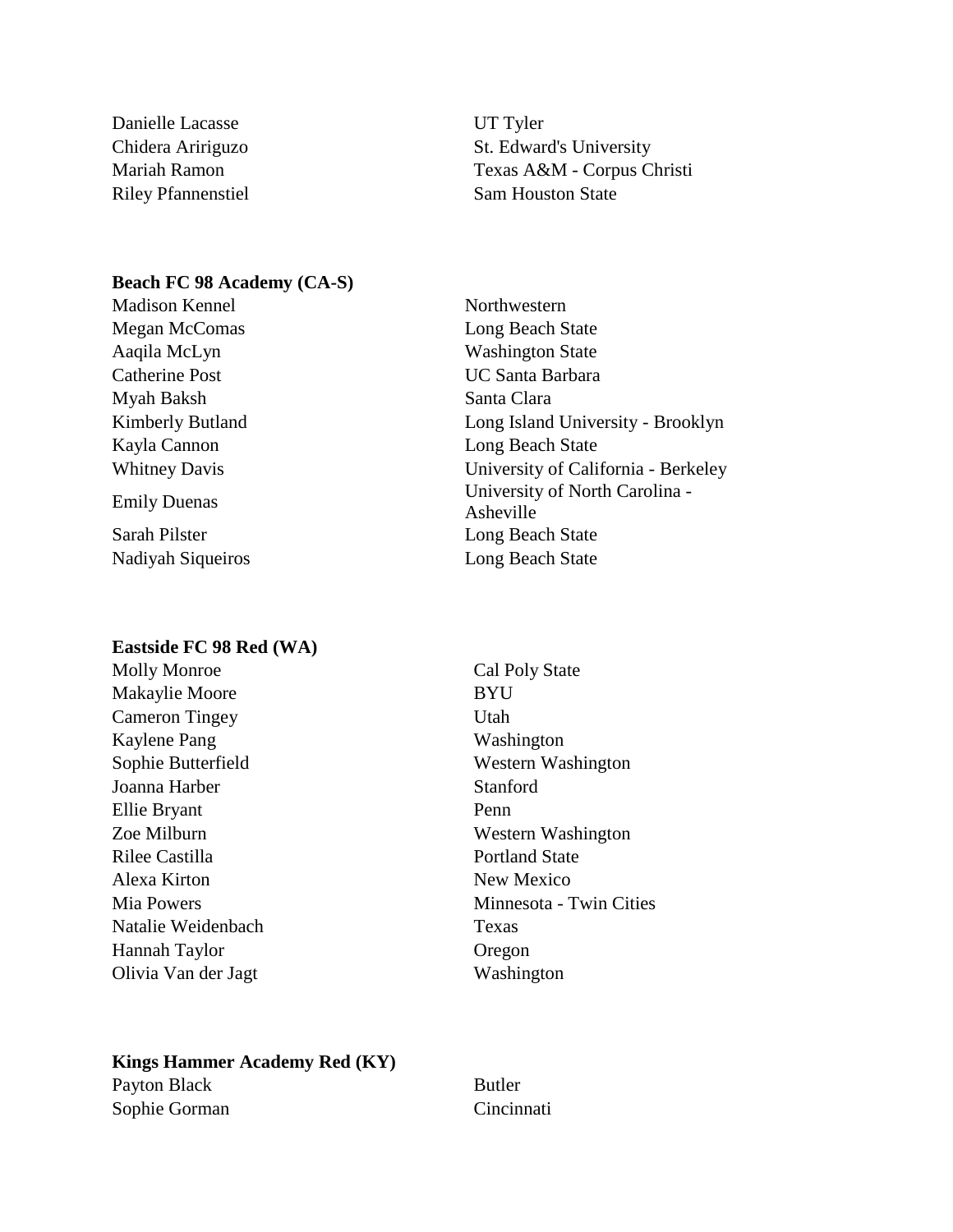| | |
|---|---|
| Danielle Lacasse | UT Tyler |
| Chidera Aririguzo | St. Edward's University |
| Mariah Ramon | Texas A&M - Corpus Christi |
| Riley Pfannenstiel | Sam Houston State |

**Beach FC 98 Academy (CA-S)**

| | |
|---|---|
| Madison Kennel | Northwestern |
| Megan McComas | Long Beach State |
| Aaqila McLyn | Washington State |
| Catherine Post | UC Santa Barbara |
| Myah Baksh | Santa Clara |
| Kimberly Butland | Long Island University - Brooklyn |
| Kayla Cannon | Long Beach State |
| Whitney Davis | University of California - Berkeley |
| Emily Duenas | University of North Carolina - Asheville |
| Sarah Pilster | Long Beach State |
| Nadiyah Siqueiros | Long Beach State |

**Eastside FC 98 Red (WA)**

| | |
|---|---|
| Molly Monroe | Cal Poly State |
| Makaylie Moore | BYU |
| Cameron Tingey | Utah |
| Kaylene Pang | Washington |
| Sophie Butterfield | Western Washington |
| Joanna Harber | Stanford |
| Ellie Bryant | Penn |
| Zoe Milburn | Western Washington |
| Rilee Castilla | Portland State |
| Alexa Kirton | New Mexico |
| Mia Powers | Minnesota - Twin Cities |
| Natalie Weidenbach | Texas |
| Hannah Taylor | Oregon |
| Olivia Van der Jagt | Washington |

**Kings Hammer Academy Red (KY)**

| | |
|---|---|
| Payton Black | Butler |
| Sophie Gorman | Cincinnati |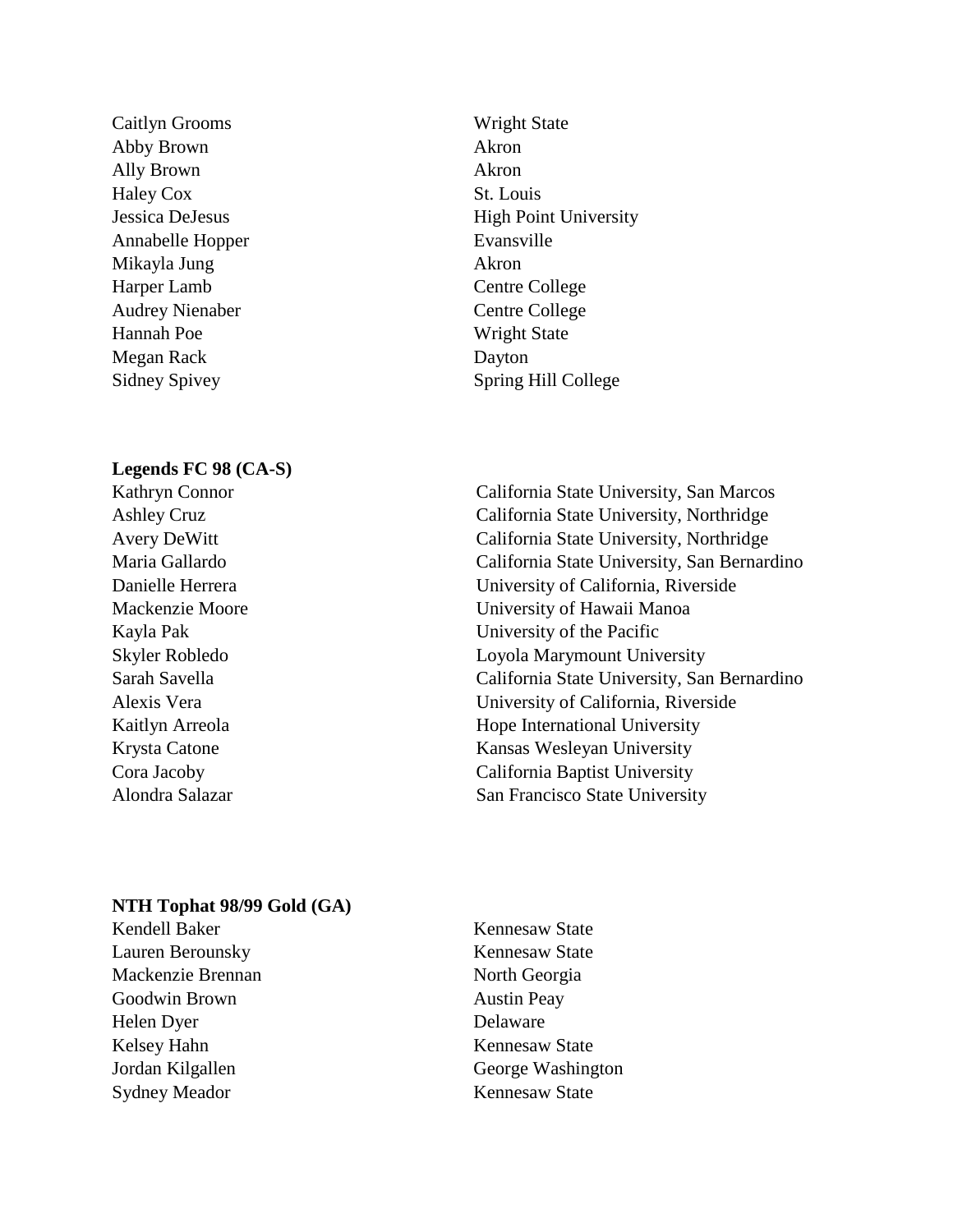| | |
|---|---|
| Caitlyn Grooms | Wright State |
| Abby Brown | Akron |
| Ally Brown | Akron |
| Haley Cox | St. Louis |
| Jessica DeJesus | High Point University |
| Annabelle Hopper | Evansville |
| Mikayla Jung | Akron |
| Harper Lamb | Centre College |
| Audrey Nienaber | Centre College |
| Hannah Poe | Wright State |
| Megan Rack | Dayton |
| Sidney Spivey | Spring Hill College |

**Legends FC 98 (CA-S)**

| | |
|---|---|
| Kathryn Connor | California State University, San Marcos |
| Ashley Cruz | California State University, Northridge |
| Avery DeWitt | California State University, Northridge |
| Maria Gallardo | California State University, San Bernardino |
| Danielle Herrera | University of California, Riverside |
| Mackenzie Moore | University of Hawaii Manoa |
| Kayla Pak | University of the Pacific |
| Skyler Robledo | Loyola Marymount University |
| Sarah Savella | California State University, San Bernardino |
| Alexis Vera | University of California, Riverside |
| Kaitlyn Arreola | Hope International University |
| Krysta Catone | Kansas Wesleyan University |
| Cora Jacoby | California Baptist University |
| Alondra Salazar | San Francisco State University |

**NTH Tophat 98/99 Gold (GA)**

| | |
|---|---|
| Kendell Baker | Kennesaw State |
| Lauren Berounsky | Kennesaw State |
| Mackenzie Brennan | North Georgia |
| Goodwin Brown | Austin Peay |
| Helen Dyer | Delaware |
| Kelsey Hahn | Kennesaw State |
| Jordan Kilgallen | George Washington |
| Sydney Meador | Kennesaw State |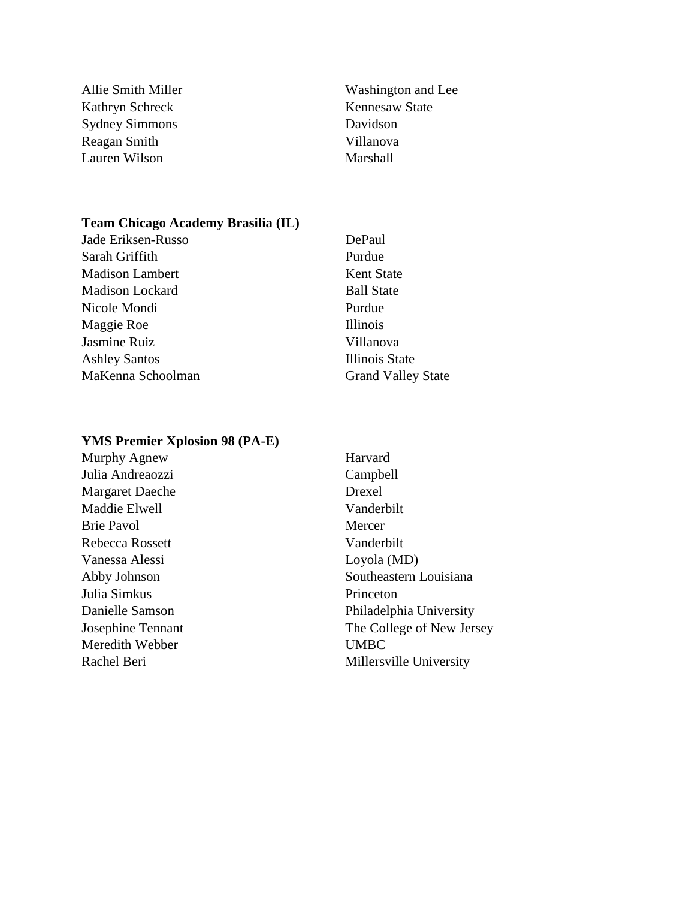| | |
|---|---|
| Allie Smith Miller | Washington and Lee |
| Kathryn Schreck | Kennesaw State |
| Sydney Simmons | Davidson |
| Reagan Smith | Villanova |
| Lauren Wilson | Marshall |

**Team Chicago Academy Brasilia (IL)**

| | |
|---|---|
| Jade Eriksen-Russo | DePaul |
| Sarah Griffith | Purdue |
| Madison Lambert | Kent State |
| Madison Lockard | Ball State |
| Nicole Mondi | Purdue |
| Maggie Roe | Illinois |
| Jasmine Ruiz | Villanova |
| Ashley Santos | Illinois State |
| MaKenna Schoolman | Grand Valley State |

**YMS Premier Xplosion 98 (PA-E)**

| | |
|---|---|
| Murphy Agnew | Harvard |
| Julia Andreaozzi | Campbell |
| Margaret Daeche | Drexel |
| Maddie Elwell | Vanderbilt |
| Brie Pavol | Mercer |
| Rebecca Rossett | Vanderbilt |
| Vanessa Alessi | Loyola (MD) |
| Abby Johnson | Southeastern Louisiana |
| Julia Simkus | Princeton |
| Danielle Samson | Philadelphia University |
| Josephine Tennant | The College of New Jersey |
| Meredith Webber | UMBC |
| Rachel Beri | Millersville University |